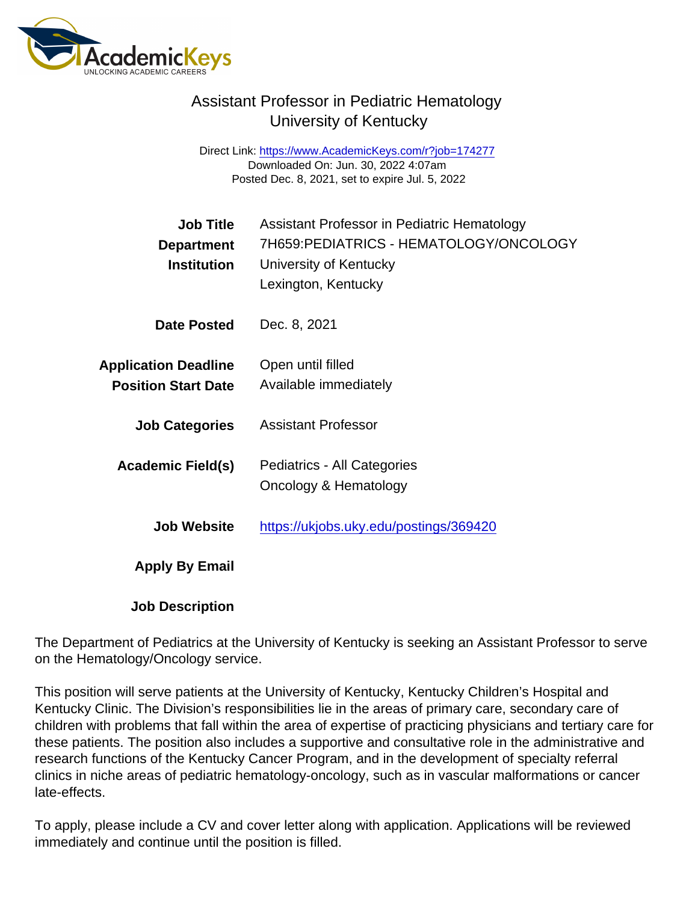# Assistant Professor in Pediatric Hematology
## University of Kentucky

Direct Link: https://www.AcademicKeys.com/r?job=174277
Downloaded On: Jun. 30, 2022 4:07am
Posted Dec. 8, 2021, set to expire Jul. 5, 2022

**Job Title** Assistant Professor in Pediatric Hematology

**Department** 7H659:PEDIATRICS - HEMATOLOGY/ONCOLOGY

**Institution** University of Kentucky
Lexington, Kentucky

**Date Posted** Dec. 8, 2021

**Application Deadline** Open until filled

**Position Start Date** Available immediately

**Job Categories** Assistant Professor

**Academic Field(s)** Pediatrics - All Categories
Oncology & Hematology

**Job Website** https://ukjobs.uky.edu/postings/369420

**Apply By Email**

**Job Description**

The Department of Pediatrics at the University of Kentucky is seeking an Assistant Professor to serve on the Hematology/Oncology service.

This position will serve patients at the University of Kentucky, Kentucky Children's Hospital and Kentucky Clinic. The Division's responsibilities lie in the areas of primary care, secondary care of children with problems that fall within the area of expertise of practicing physicians and tertiary care for these patients. The position also includes a supportive and consultative role in the administrative and research functions of the Kentucky Cancer Program, and in the development of specialty referral clinics in niche areas of pediatric hematology-oncology, such as in vascular malformations or cancer late-effects.

To apply, please include a CV and cover letter along with application. Applications will be reviewed immediately and continue until the position is filled.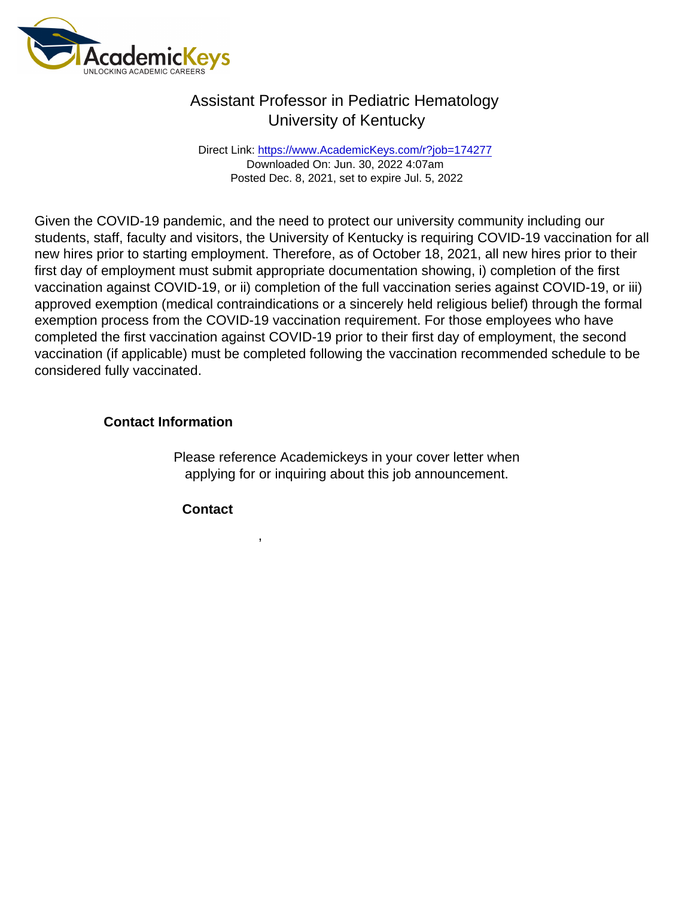Given the COVID-19 pandemic, and the need to protect our university community including our students, staff, faculty and visitors, the University of Kentucky is requiring COVID-19 vaccination for all new hires prior to starting employment. Therefore, as of October 18, 2021, all new hires prior to their first day of employment must submit appropriate documentation showing, i) completion of the first vaccination against COVID-19, or ii) completion of the full vaccination series against COVID-19, or iii) approved exemption (medical contraindications or a sincerely held religious belief) through the formal exemption process from the COVID-19 vaccination requirement. For those employees who have completed the first vaccination against COVID-19 prior to their first day of employment, the second vaccination (if applicable) must be completed following the vaccination recommended schedule to be considered fully vaccinated.

### Contact Information

Please reference Academickeys in your cover letter when applying for or inquiring about this job announcement.

**Contact**

,